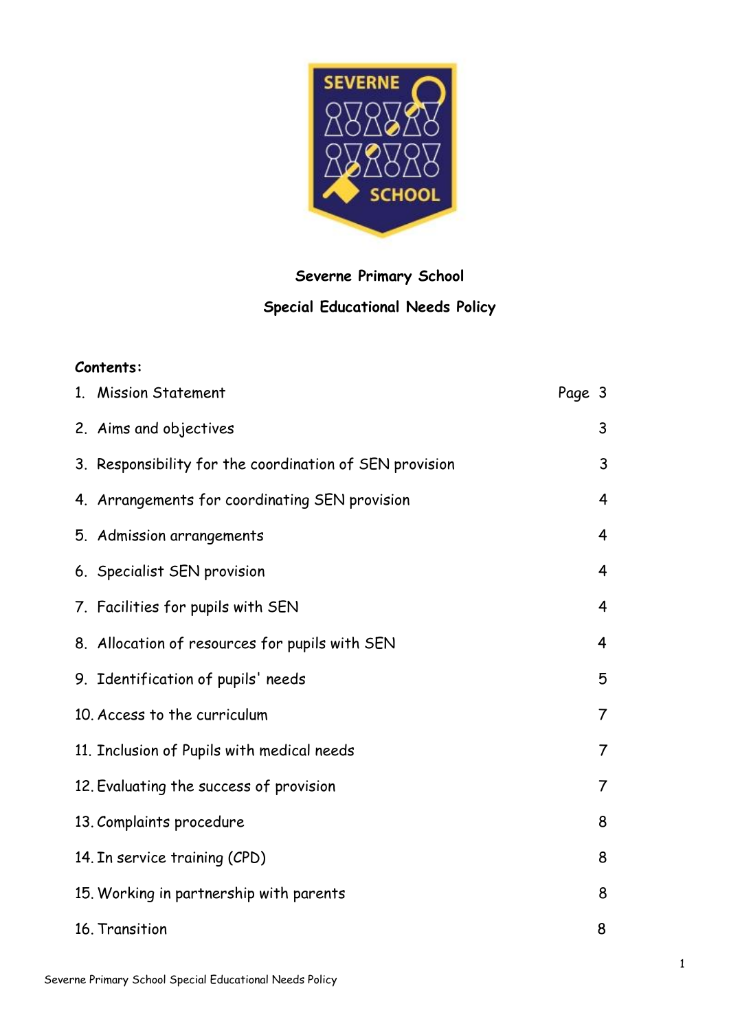**Severne Primary School**

**Special Educational Needs Policy**

**Contents:**

| | | Page |
|---|---|---|
| 1. | Mission Statement | 3 |
| 2. | Aims and objectives | 3 |
| 3. | Responsibility for the coordination of SEN provision | 3 |
| 4. | Arrangements for coordinating SEN provision | 4 |
| 5. | Admission arrangements | 4 |
| 6. | Specialist SEN provision | 4 |
| 7. | Facilities for pupils with SEN | 4 |
| 8. | Allocation of resources for pupils with SEN | 4 |
| 9. | Identification of pupils' needs | 5 |
| 10. | Access to the curriculum | 7 |
| 11. | Inclusion of Pupils with medical needs | 7 |
| 12. | Evaluating the success of provision | 7 |
| 13. | Complaints procedure | 8 |
| 14. | In service training (CPD) | 8 |
| 15. | Working in partnership with parents | 8 |
| 16. | Transition | 8 |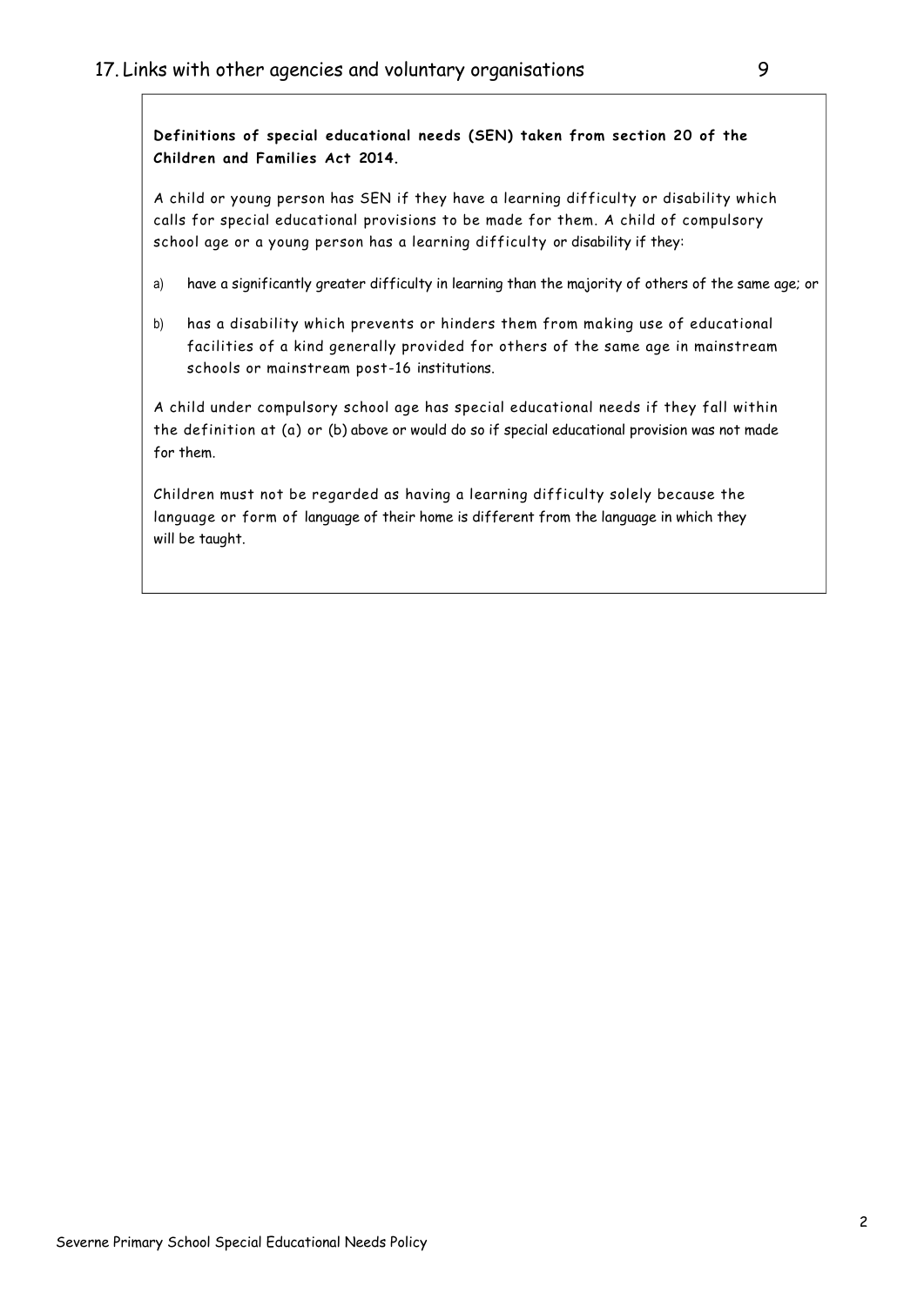17. Links with other agencies and voluntary organisations 9

**Definitions of special educational needs (SEN) taken from section 20 of the Children and Families Act 2014.**

A child or young person has SEN if they have a learning difficulty or disability which calls for special educational provisions to be made for them. A child of compulsory school age or a young person has a learning difficulty or disability if they:

a) have a significantly greater difficulty in learning than the majority of others of the same age; or

b) has a disability which prevents or hinders them from making use of educational facilities of a kind generally provided for others of the same age in mainstream schools or mainstream post-16 institutions.

A child under compulsory school age has special educational needs if they fall within the definition at (a) or (b) above or would do so if special educational provision was not made for them.

Children must not be regarded as having a learning difficulty solely because the language or form of language of their home is different from the language in which they will be taught.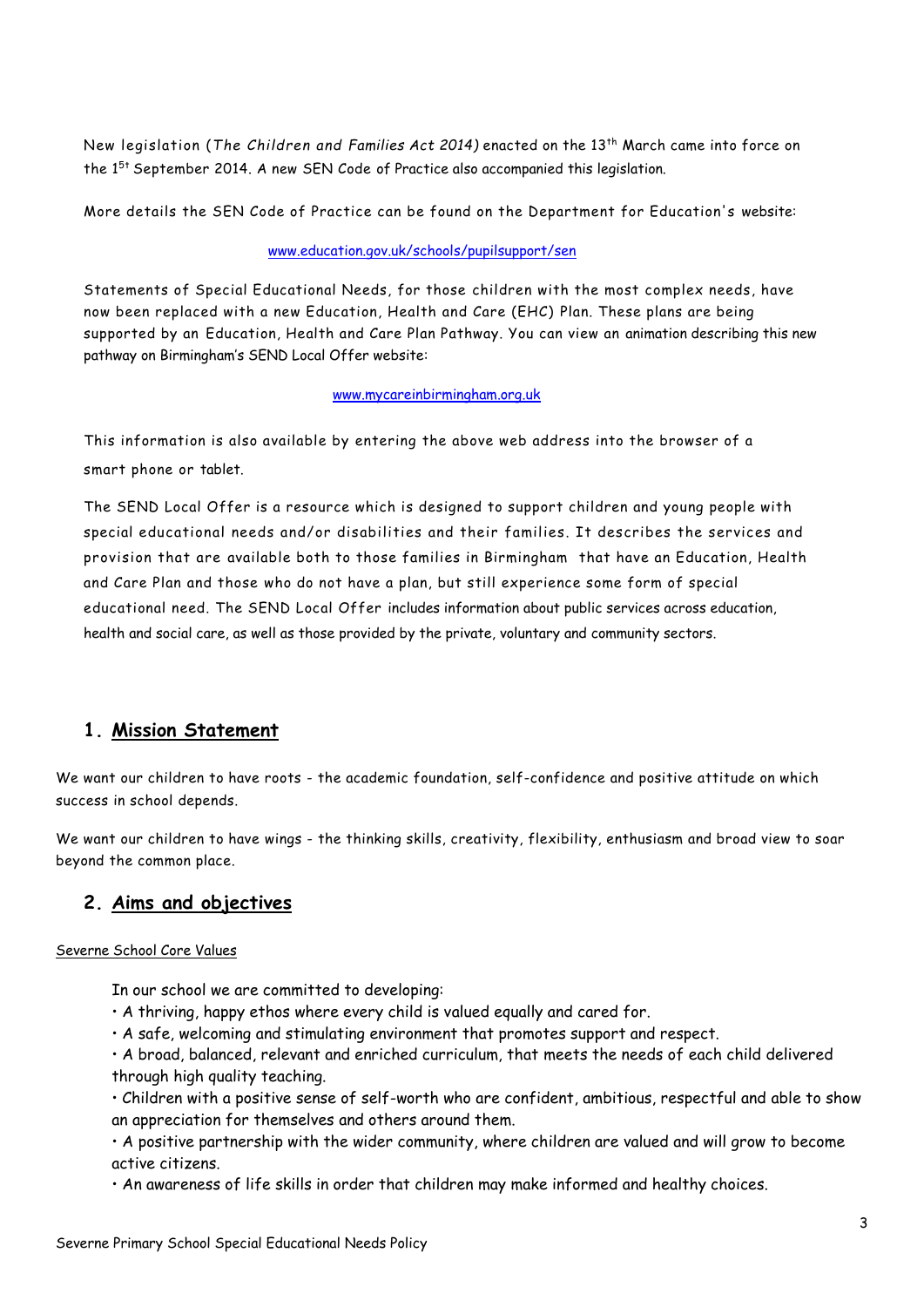New legislation (*The Children and Families Act 2014)* enacted on the 13th March came into force on the 1st September 2014. A new SEN Code of Practice also accompanied this legislation.

More details the SEN Code of Practice can be found on the Department for Education's website:

www.education.gov.uk/schools/pupilsupport/sen

Statements of Special Educational Needs, for those children with the most complex needs, have now been replaced with a new Education, Health and Care (EHC) Plan. These plans are being supported by an Education, Health and Care Plan Pathway. You can view an animation describing this new pathway on Birmingham's SEND Local Offer website:

www.mycareinbirmingham.org.uk

This information is also available by entering the above web address into the browser of a smart phone or tablet.

The SEND Local Offer is a resource which is designed to support children and young people with special educational needs and/or disabilities and their families. It describes the services and provision that are available both to those families in Birmingham that have an Education, Health and Care Plan and those who do not have a plan, but still experience some form of special educational need. The SEND Local Offer includes information about public services across education, health and social care, as well as those provided by the private, voluntary and community sectors.

## 1. Mission Statement

We want our children to have roots - the academic foundation, self-confidence and positive attitude on which success in school depends.

We want our children to have wings - the thinking skills, creativity, flexibility, enthusiasm and broad view to soar beyond the common place.

## 2. Aims and objectives

Severne School Core Values

In our school we are committed to developing:

- A thriving, happy ethos where every child is valued equally and cared for.
- A safe, welcoming and stimulating environment that promotes support and respect.
- A broad, balanced, relevant and enriched curriculum, that meets the needs of each child delivered through high quality teaching.
- Children with a positive sense of self-worth who are confident, ambitious, respectful and able to show an appreciation for themselves and others around them.
- A positive partnership with the wider community, where children are valued and will grow to become active citizens.
- An awareness of life skills in order that children may make informed and healthy choices.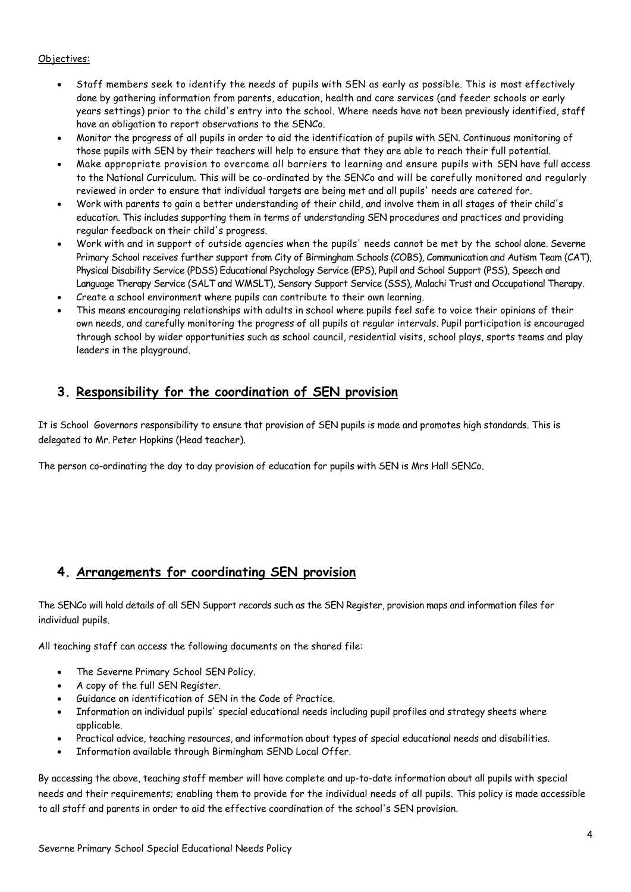Objectives:

- Staff members seek to identify the needs of pupils with SEN as early as possible. This is most effectively done by gathering information from parents, education, health and care services (and feeder schools or early years settings) prior to the child's entry into the school. Where needs have not been previously identified, staff have an obligation to report observations to the SENCo.
- Monitor the progress of all pupils in order to aid the identification of pupils with SEN. Continuous monitoring of those pupils with SEN by their teachers will help to ensure that they are able to reach their full potential.
- Make appropriate provision to overcome all barriers to learning and ensure pupils with SEN have full access to the National Curriculum. This will be co-ordinated by the SENCo and will be carefully monitored and regularly reviewed in order to ensure that individual targets are being met and all pupils' needs are catered for.
- Work with parents to gain a better understanding of their child, and involve them in all stages of their child's education. This includes supporting them in terms of understanding SEN procedures and practices and providing regular feedback on their child's progress.
- Work with and in support of outside agencies when the pupils' needs cannot be met by the school alone. Severne Primary School receives further support from City of Birmingham Schools (COBS), Communication and Autism Team (CAT), Physical Disability Service (PDSS) Educational Psychology Service (EPS), Pupil and School Support (PSS), Speech and Language Therapy Service (SALT and WMSLT), Sensory Support Service (SSS), Malachi Trust and Occupational Therapy.
- Create a school environment where pupils can contribute to their own learning.
- This means encouraging relationships with adults in school where pupils feel safe to voice their opinions of their own needs, and carefully monitoring the progress of all pupils at regular intervals. Pupil participation is encouraged through school by wider opportunities such as school council, residential visits, school plays, sports teams and play leaders in the playground.

## 3. Responsibility for the coordination of SEN provision

It is School Governors responsibility to ensure that provision of SEN pupils is made and promotes high standards. This is delegated to Mr. Peter Hopkins (Head teacher).

The person co-ordinating the day to day provision of education for pupils with SEN is Mrs Hall SENCo.

## 4. Arrangements for coordinating SEN provision

The SENCo will hold details of all SEN Support records such as the SEN Register, provision maps and information files for individual pupils.

All teaching staff can access the following documents on the shared file:

- The Severne Primary School SEN Policy.
- A copy of the full SEN Register.
- Guidance on identification of SEN in the Code of Practice.
- Information on individual pupils' special educational needs including pupil profiles and strategy sheets where applicable.
- Practical advice, teaching resources, and information about types of special educational needs and disabilities.
- Information available through Birmingham SEND Local Offer.

By accessing the above, teaching staff member will have complete and up-to-date information about all pupils with special needs and their requirements; enabling them to provide for the individual needs of all pupils. This policy is made accessible to all staff and parents in order to aid the effective coordination of the school's SEN provision.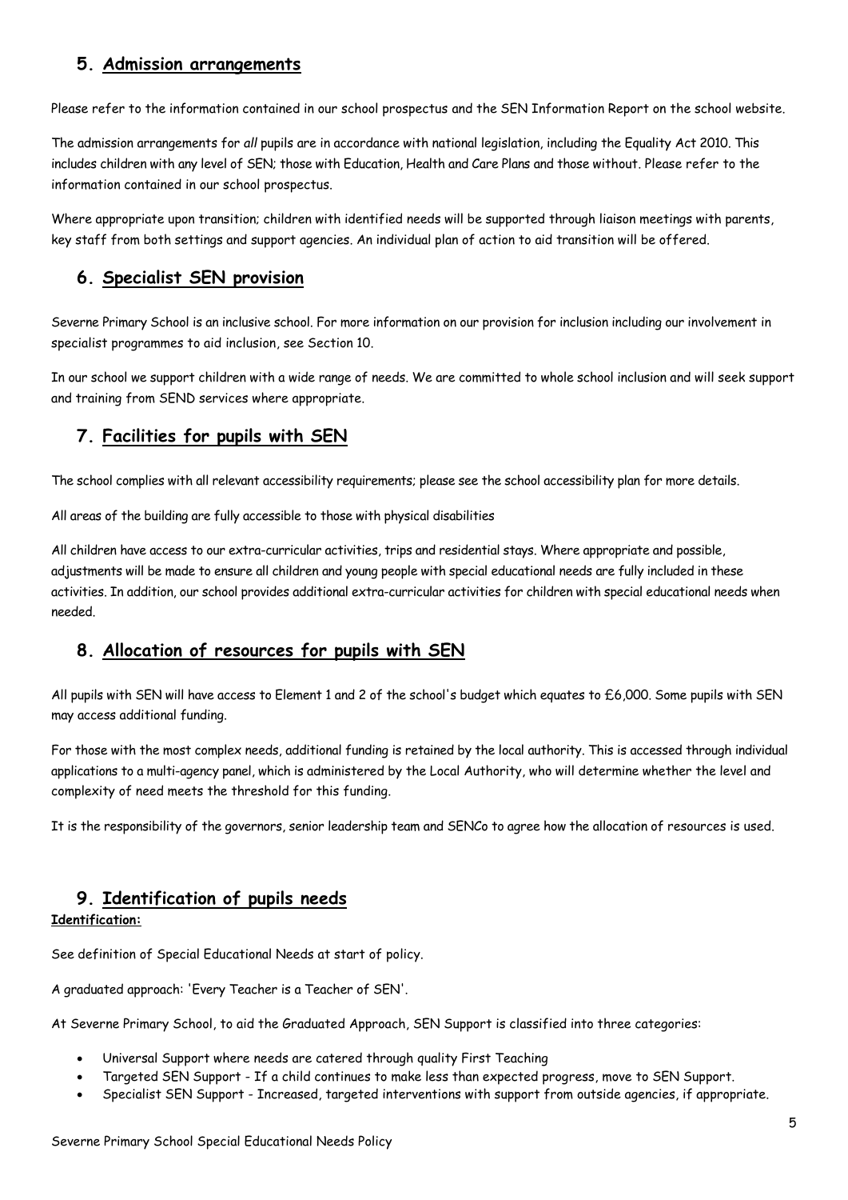## 5. Admission arrangements

Please refer to the information contained in our school prospectus and the SEN Information Report on the school website.

The admission arrangements for *all* pupils are in accordance with national legislation, including the Equality Act 2010. This includes children with any level of SEN; those with Education, Health and Care Plans and those without. Please refer to the information contained in our school prospectus.

Where appropriate upon transition; children with identified needs will be supported through liaison meetings with parents, key staff from both settings and support agencies. An individual plan of action to aid transition will be offered.

## 6. Specialist SEN provision

Severne Primary School is an inclusive school. For more information on our provision for inclusion including our involvement in specialist programmes to aid inclusion, see Section 10.

In our school we support children with a wide range of needs. We are committed to whole school inclusion and will seek support and training from SEND services where appropriate.

## 7. Facilities for pupils with SEN

The school complies with all relevant accessibility requirements; please see the school accessibility plan for more details.

All areas of the building are fully accessible to those with physical disabilities

All children have access to our extra-curricular activities, trips and residential stays. Where appropriate and possible, adjustments will be made to ensure all children and young people with special educational needs are fully included in these activities. In addition, our school provides additional extra-curricular activities for children with special educational needs when needed.

## 8. Allocation of resources for pupils with SEN

All pupils with SEN will have access to Element 1 and 2 of the school's budget which equates to £6,000. Some pupils with SEN may access additional funding.

For those with the most complex needs, additional funding is retained by the local authority. This is accessed through individual applications to a multi-agency panel, which is administered by the Local Authority, who will determine whether the level and complexity of need meets the threshold for this funding.

It is the responsibility of the governors, senior leadership team and SENCo to agree how the allocation of resources is used.

## 9. Identification of pupils needs

**Identification:**

See definition of Special Educational Needs at start of policy.

A graduated approach: 'Every Teacher is a Teacher of SEN'.

At Severne Primary School, to aid the Graduated Approach, SEN Support is classified into three categories:

- Universal Support where needs are catered through quality First Teaching
- Targeted SEN Support - If a child continues to make less than expected progress, move to SEN Support.
- Specialist SEN Support - Increased, targeted interventions with support from outside agencies, if appropriate.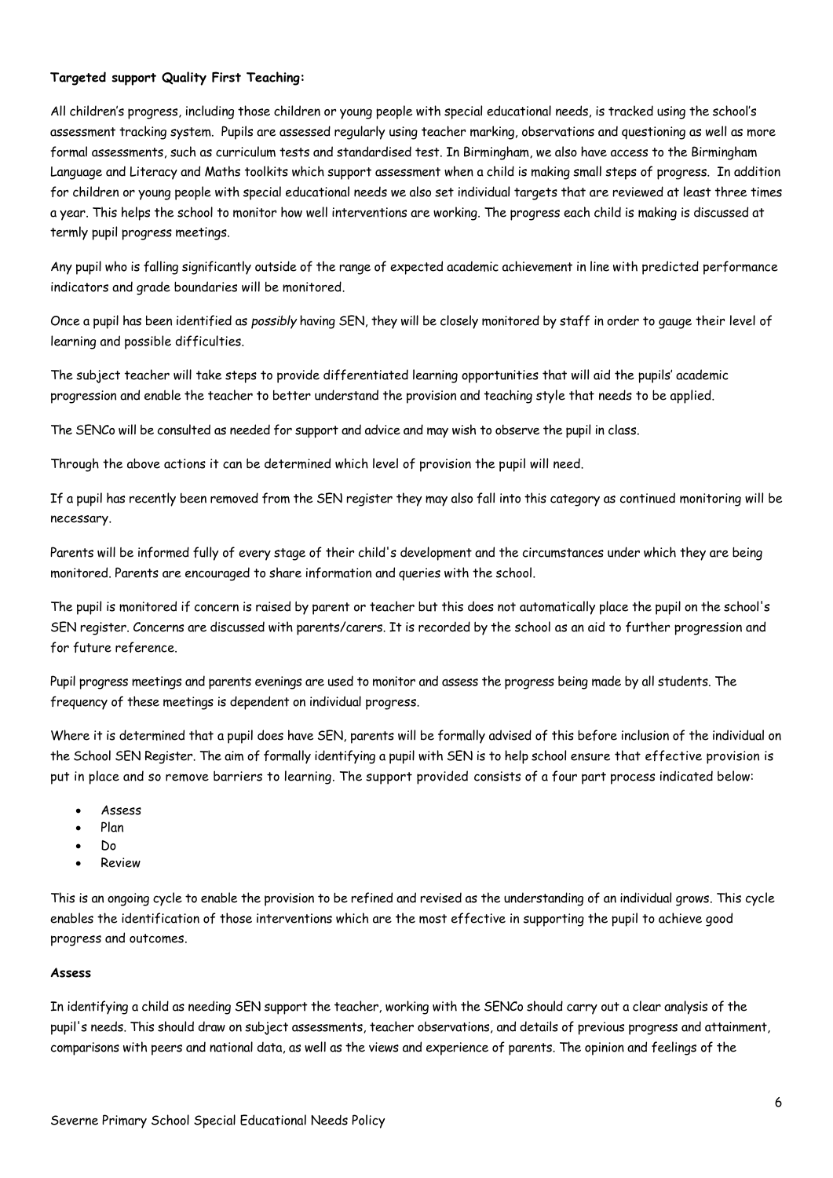**Targeted support Quality First Teaching:**

All children's progress, including those children or young people with special educational needs, is tracked using the school's assessment tracking system. Pupils are assessed regularly using teacher marking, observations and questioning as well as more formal assessments, such as curriculum tests and standardised test. In Birmingham, we also have access to the Birmingham Language and Literacy and Maths toolkits which support assessment when a child is making small steps of progress. In addition for children or young people with special educational needs we also set individual targets that are reviewed at least three times a year. This helps the school to monitor how well interventions are working. The progress each child is making is discussed at termly pupil progress meetings.

Any pupil who is falling significantly outside of the range of expected academic achievement in line with predicted performance indicators and grade boundaries will be monitored.

Once a pupil has been identified as *possibly* having SEN, they will be closely monitored by staff in order to gauge their level of learning and possible difficulties.

The subject teacher will take steps to provide differentiated learning opportunities that will aid the pupils' academic progression and enable the teacher to better understand the provision and teaching style that needs to be applied.

The SENCo will be consulted as needed for support and advice and may wish to observe the pupil in class.

Through the above actions it can be determined which level of provision the pupil will need.

If a pupil has recently been removed from the SEN register they may also fall into this category as continued monitoring will be necessary.

Parents will be informed fully of every stage of their child's development and the circumstances under which they are being monitored. Parents are encouraged to share information and queries with the school.

The pupil is monitored if concern is raised by parent or teacher but this does not automatically place the pupil on the school's SEN register. Concerns are discussed with parents/carers. It is recorded by the school as an aid to further progression and for future reference.

Pupil progress meetings and parents evenings are used to monitor and assess the progress being made by all students. The frequency of these meetings is dependent on individual progress.

Where it is determined that a pupil does have SEN, parents will be formally advised of this before inclusion of the individual on the School SEN Register. The aim of formally identifying a pupil with SEN is to help school ensure that effective provision is put in place and so remove barriers to learning. The support provided consists of a four part process indicated below:

- Assess
- Plan
- Do
- Review

This is an ongoing cycle to enable the provision to be refined and revised as the understanding of an individual grows. This cycle enables the identification of those interventions which are the most effective in supporting the pupil to achieve good progress and outcomes.

**Assess**

In identifying a child as needing SEN support the teacher, working with the SENCo should carry out a clear analysis of the pupil's needs. This should draw on subject assessments, teacher observations, and details of previous progress and attainment, comparisons with peers and national data, as well as the views and experience of parents. The opinion and feelings of the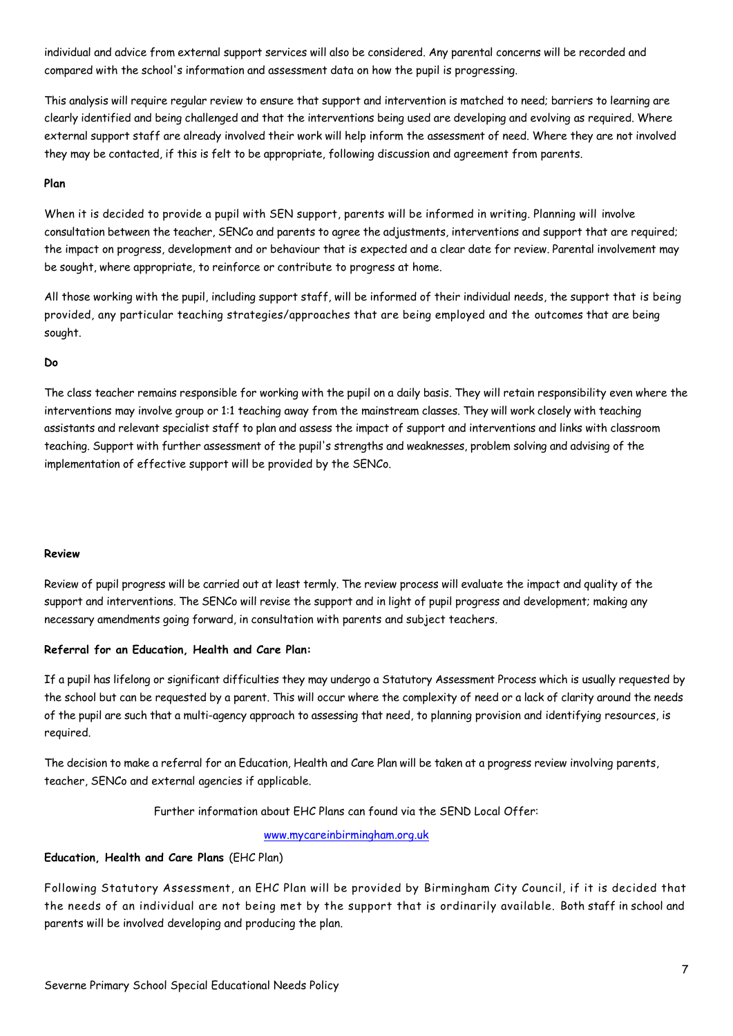individual and advice from external support services will also be considered. Any parental concerns will be recorded and compared with the school's information and assessment data on how the pupil is progressing.

This analysis will require regular review to ensure that support and intervention is matched to need; barriers to learning are clearly identified and being challenged and that the interventions being used are developing and evolving as required. Where external support staff are already involved their work will help inform the assessment of need. Where they are not involved they may be contacted, if this is felt to be appropriate, following discussion and agreement from parents.

**Plan**

When it is decided to provide a pupil with SEN support, parents will be informed in writing. Planning will involve consultation between the teacher, SENCo and parents to agree the adjustments, interventions and support that are required; the impact on progress, development and or behaviour that is expected and a clear date for review. Parental involvement may be sought, where appropriate, to reinforce or contribute to progress at home.

All those working with the pupil, including support staff, will be informed of their individual needs, the support that is being provided, any particular teaching strategies/approaches that are being employed and the outcomes that are being sought.

**Do**

The class teacher remains responsible for working with the pupil on a daily basis. They will retain responsibility even where the interventions may involve group or 1:1 teaching away from the mainstream classes. They will work closely with teaching assistants and relevant specialist staff to plan and assess the impact of support and interventions and links with classroom teaching. Support with further assessment of the pupil's strengths and weaknesses, problem solving and advising of the implementation of effective support will be provided by the SENCo.

**Review**

Review of pupil progress will be carried out at least termly. The review process will evaluate the impact and quality of the support and interventions. The SENCo will revise the support and in light of pupil progress and development; making any necessary amendments going forward, in consultation with parents and subject teachers.

**Referral for an Education, Health and Care Plan:**

If a pupil has lifelong or significant difficulties they may undergo a Statutory Assessment Process which is usually requested by the school but can be requested by a parent. This will occur where the complexity of need or a lack of clarity around the needs of the pupil are such that a multi-agency approach to assessing that need, to planning provision and identifying resources, is required.

The decision to make a referral for an Education, Health and Care Plan will be taken at a progress review involving parents, teacher, SENCo and external agencies if applicable.

Further information about EHC Plans can found via the SEND Local Offer:

www.mycareinbirmingham.org.uk

**Education, Health and Care Plans** (EHC Plan)

Following Statutory Assessment, an EHC Plan will be provided by Birmingham City Council, if it is decided that the needs of an individual are not being met by the support that is ordinarily available. Both staff in school and parents will be involved developing and producing the plan.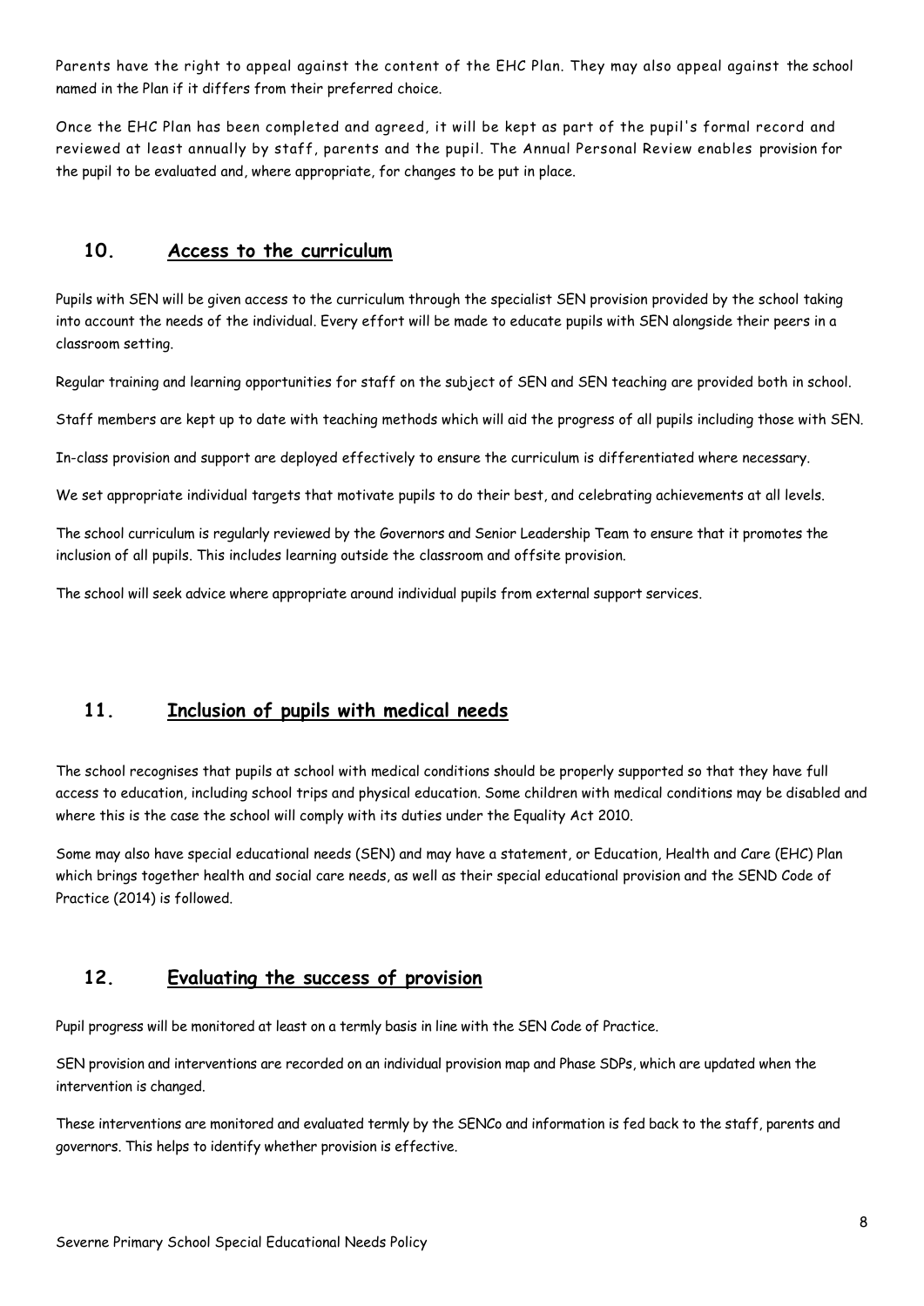Parents have the right to appeal against the content of the EHC Plan. They may also appeal against the school named in the Plan if it differs from their preferred choice.

Once the EHC Plan has been completed and agreed, it will be kept as part of the pupil's formal record and reviewed at least annually by staff, parents and the pupil. The Annual Personal Review enables provision for the pupil to be evaluated and, where appropriate, for changes to be put in place.

## 10. Access to the curriculum

Pupils with SEN will be given access to the curriculum through the specialist SEN provision provided by the school taking into account the needs of the individual. Every effort will be made to educate pupils with SEN alongside their peers in a classroom setting.

Regular training and learning opportunities for staff on the subject of SEN and SEN teaching are provided both in school.

Staff members are kept up to date with teaching methods which will aid the progress of all pupils including those with SEN.

In-class provision and support are deployed effectively to ensure the curriculum is differentiated where necessary.

We set appropriate individual targets that motivate pupils to do their best, and celebrating achievements at all levels.

The school curriculum is regularly reviewed by the Governors and Senior Leadership Team to ensure that it promotes the inclusion of all pupils. This includes learning outside the classroom and offsite provision.

The school will seek advice where appropriate around individual pupils from external support services.

## 11. Inclusion of pupils with medical needs

The school recognises that pupils at school with medical conditions should be properly supported so that they have full access to education, including school trips and physical education. Some children with medical conditions may be disabled and where this is the case the school will comply with its duties under the Equality Act 2010.

Some may also have special educational needs (SEN) and may have a statement, or Education, Health and Care (EHC) Plan which brings together health and social care needs, as well as their special educational provision and the SEND Code of Practice (2014) is followed.

## 12. Evaluating the success of provision

Pupil progress will be monitored at least on a termly basis in line with the SEN Code of Practice.

SEN provision and interventions are recorded on an individual provision map and Phase SDPs, which are updated when the intervention is changed.

These interventions are monitored and evaluated termly by the SENCo and information is fed back to the staff, parents and governors. This helps to identify whether provision is effective.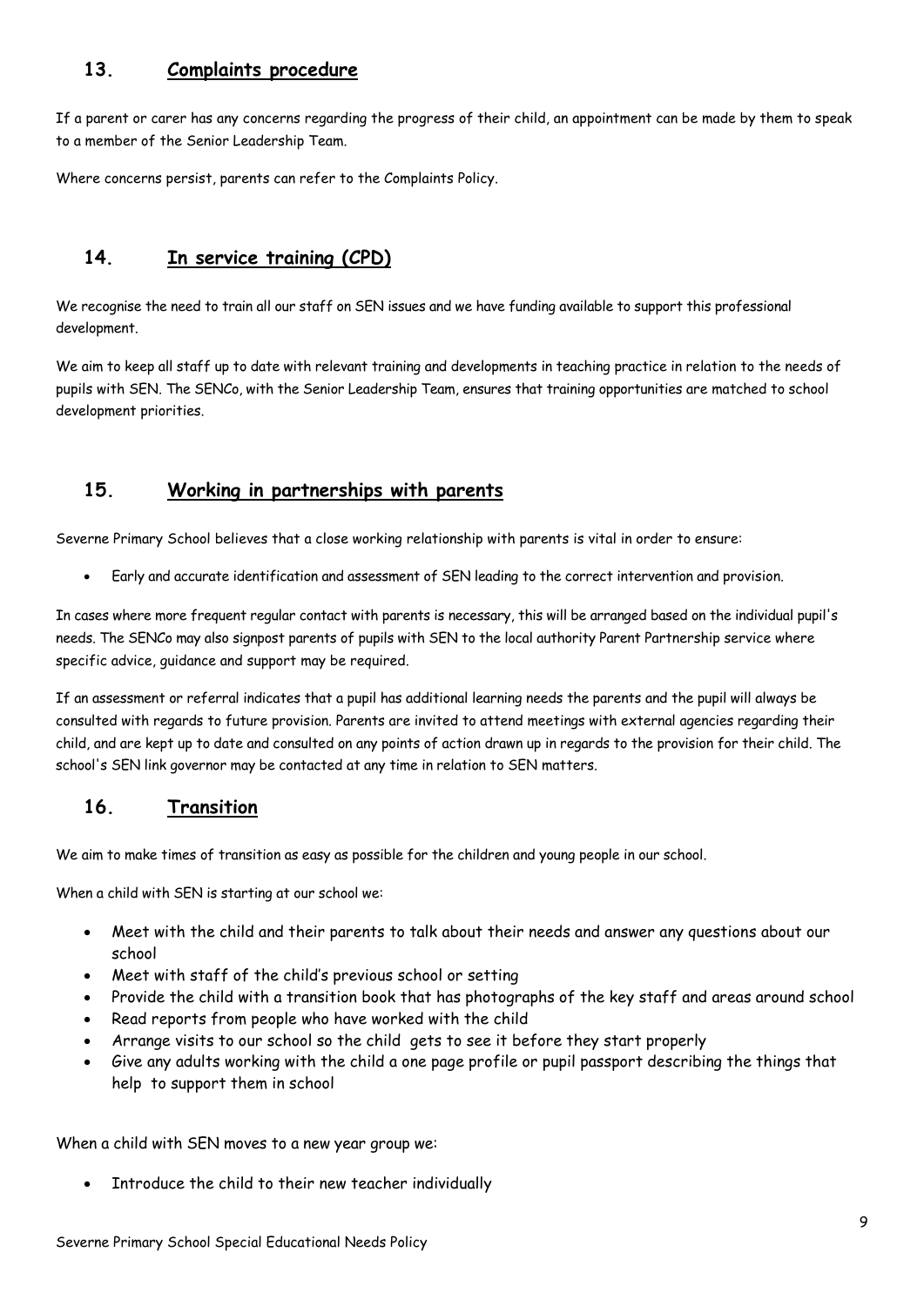## 13. Complaints procedure

If a parent or carer has any concerns regarding the progress of their child, an appointment can be made by them to speak to a member of the Senior Leadership Team.

Where concerns persist, parents can refer to the Complaints Policy.

## 14. In service training (CPD)

We recognise the need to train all our staff on SEN issues and we have funding available to support this professional development.

We aim to keep all staff up to date with relevant training and developments in teaching practice in relation to the needs of pupils with SEN. The SENCo, with the Senior Leadership Team, ensures that training opportunities are matched to school development priorities.

## 15. Working in partnerships with parents

Severne Primary School believes that a close working relationship with parents is vital in order to ensure:

- Early and accurate identification and assessment of SEN leading to the correct intervention and provision.

In cases where more frequent regular contact with parents is necessary, this will be arranged based on the individual pupil's needs. The SENCo may also signpost parents of pupils with SEN to the local authority Parent Partnership service where specific advice, guidance and support may be required.

If an assessment or referral indicates that a pupil has additional learning needs the parents and the pupil will always be consulted with regards to future provision. Parents are invited to attend meetings with external agencies regarding their child, and are kept up to date and consulted on any points of action drawn up in regards to the provision for their child. The school's SEN link governor may be contacted at any time in relation to SEN matters.

## 16. Transition

We aim to make times of transition as easy as possible for the children and young people in our school.

When a child with SEN is starting at our school we:

- Meet with the child and their parents to talk about their needs and answer any questions about our school
- Meet with staff of the child's previous school or setting
- Provide the child with a transition book that has photographs of the key staff and areas around school
- Read reports from people who have worked with the child
- Arrange visits to our school so the child gets to see it before they start properly
- Give any adults working with the child a one page profile or pupil passport describing the things that help to support them in school

When a child with SEN moves to a new year group we:

- Introduce the child to their new teacher individually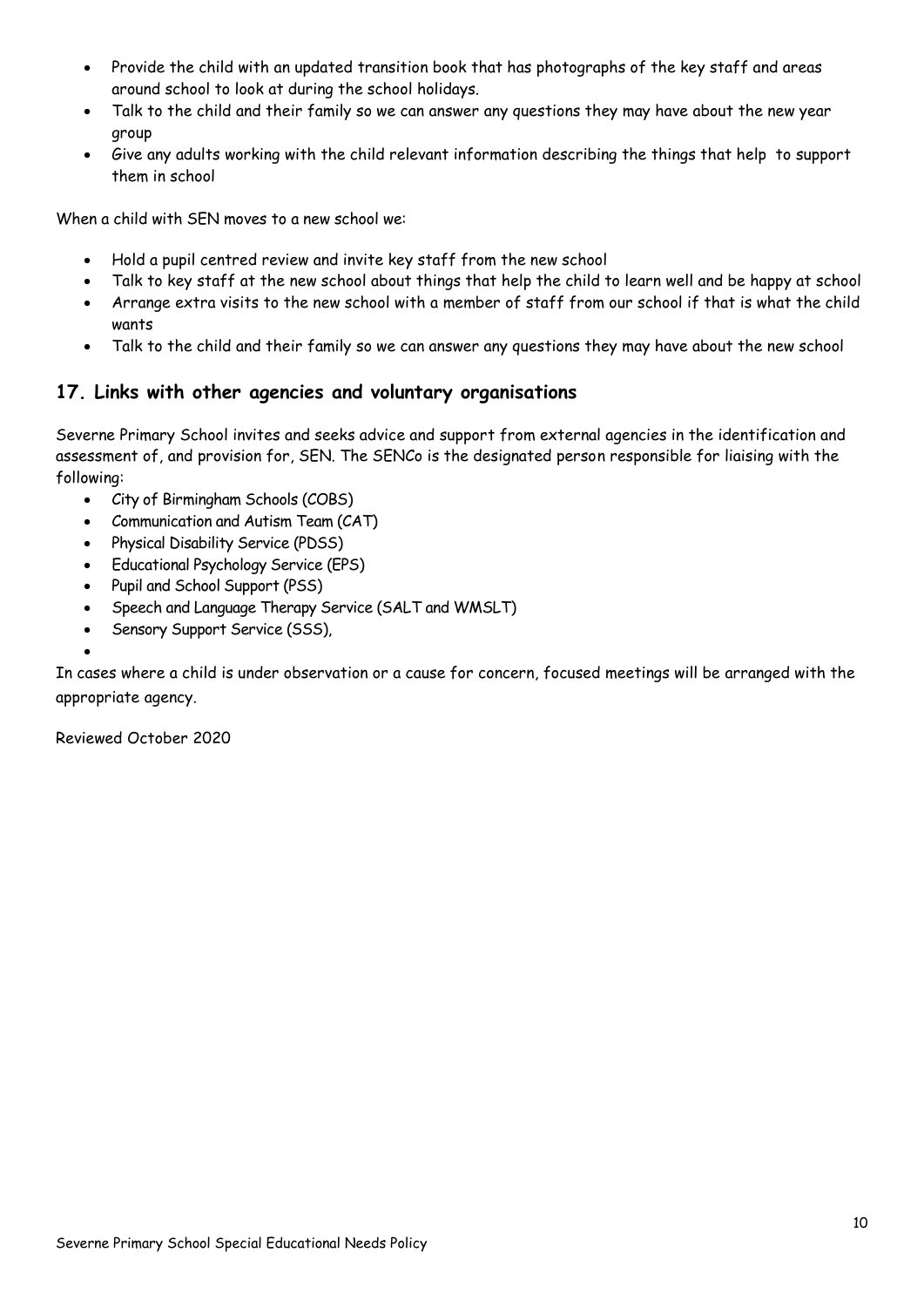- Provide the child with an updated transition book that has photographs of the key staff and areas around school to look at during the school holidays.
- Talk to the child and their family so we can answer any questions they may have about the new year group
- Give any adults working with the child relevant information describing the things that help to support them in school

When a child with SEN moves to a new school we:

- Hold a pupil centred review and invite key staff from the new school
- Talk to key staff at the new school about things that help the child to learn well and be happy at school
- Arrange extra visits to the new school with a member of staff from our school if that is what the child wants
- Talk to the child and their family so we can answer any questions they may have about the new school

## 17. Links with other agencies and voluntary organisations

Severne Primary School invites and seeks advice and support from external agencies in the identification and assessment of, and provision for, SEN. The SENCo is the designated person responsible for liaising with the following:

- City of Birmingham Schools (COBS)
- Communication and Autism Team (CAT)
- Physical Disability Service (PDSS)
- Educational Psychology Service (EPS)
- Pupil and School Support (PSS)
- Speech and Language Therapy Service (SALT and WMSLT)
- Sensory Support Service (SSS),

In cases where a child is under observation or a cause for concern, focused meetings will be arranged with the appropriate agency.

Reviewed October 2020